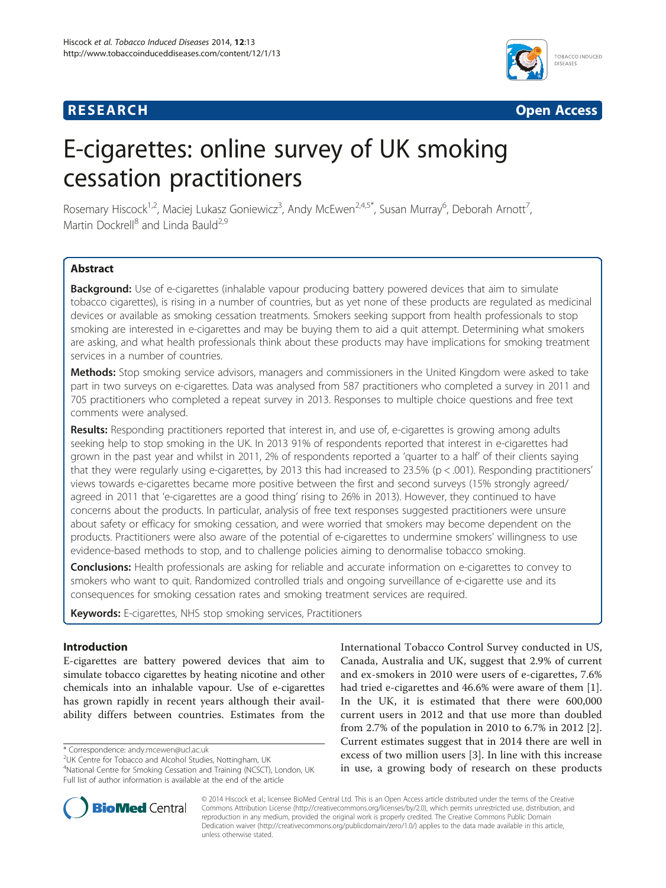**RESEARCH** **Open Access**

# E-cigarettes: online survey of UK smoking cessation practitioners

Rosemary Hiscock[1,2], Maciej Lukasz Goniewicz[3], Andy McEwen[2,4,5*], Susan Murray[6], Deborah Arnott[7], Martin Dockrell[8] and Linda Bauld[2,9]

## Abstract

**Background:** Use of e-cigarettes (inhalable vapour producing battery powered devices that aim to simulate tobacco cigarettes), is rising in a number of countries, but as yet none of these products are regulated as medicinal devices or available as smoking cessation treatments. Smokers seeking support from health professionals to stop smoking are interested in e-cigarettes and may be buying them to aid a quit attempt. Determining what smokers are asking, and what health professionals think about these products may have implications for smoking treatment services in a number of countries.

**Methods:** Stop smoking service advisors, managers and commissioners in the United Kingdom were asked to take part in two surveys on e-cigarettes. Data was analysed from 587 practitioners who completed a survey in 2011 and 705 practitioners who completed a repeat survey in 2013. Responses to multiple choice questions and free text comments were analysed.

**Results:** Responding practitioners reported that interest in, and use of, e-cigarettes is growing among adults seeking help to stop smoking in the UK. In 2013 91% of respondents reported that interest in e-cigarettes had grown in the past year and whilst in 2011, 2% of respondents reported a 'quarter to a half' of their clients saying that they were regularly using e-cigarettes, by 2013 this had increased to 23.5% ($p < .001$). Responding practitioners' views towards e-cigarettes became more positive between the first and second surveys (15% strongly agreed/agreed in 2011 that 'e-cigarettes are a good thing' rising to 26% in 2013). However, they continued to have concerns about the products. In particular, analysis of free text responses suggested practitioners were unsure about safety or efficacy for smoking cessation, and were worried that smokers may become dependent on the products. Practitioners were also aware of the potential of e-cigarettes to undermine smokers' willingness to use evidence-based methods to stop, and to challenge policies aiming to denormalise tobacco smoking.

**Conclusions:** Health professionals are asking for reliable and accurate information on e-cigarettes to convey to smokers who want to quit. Randomized controlled trials and ongoing surveillance of e-cigarette use and its consequences for smoking cessation rates and smoking treatment services are required.

**Keywords:** E-cigarettes, NHS stop smoking services, Practitioners

## Introduction

E-cigarettes are battery powered devices that aim to simulate tobacco cigarettes by heating nicotine and other chemicals into an inhalable vapour. Use of e-cigarettes has grown rapidly in recent years although their availability differs between countries. Estimates from the International Tobacco Control Survey conducted in US, Canada, Australia and UK, suggest that 2.9% of current and ex-smokers in 2010 were users of e-cigarettes, 7.6% had tried e-cigarettes and 46.6% were aware of them [1]. In the UK, it is estimated that there were 600,000 current users in 2012 and that use more than doubled from 2.7% of the population in 2010 to 6.7% in 2012 [2]. Current estimates suggest that in 2014 there are well in excess of two million users [3]. In line with this increase in use, a growing body of research on these products

\* Correspondence: andy.mcewen@ucl.ac.uk
[2]UK Centre for Tobacco and Alcohol Studies, Nottingham, UK
[4]National Centre for Smoking Cessation and Training (NCSCT), London, UK
Full list of author information is available at the end of the article

© 2014 Hiscock et al.; licensee BioMed Central Ltd. This is an Open Access article distributed under the terms of the Creative Commons Attribution License (http://creativecommons.org/licenses/by/2.0), which permits unrestricted use, distribution, and reproduction in any medium, provided the original work is properly credited. The Creative Commons Public Domain Dedication waiver (http://creativecommons.org/publicdomain/zero/1.0/) applies to the data made available in this article, unless otherwise stated.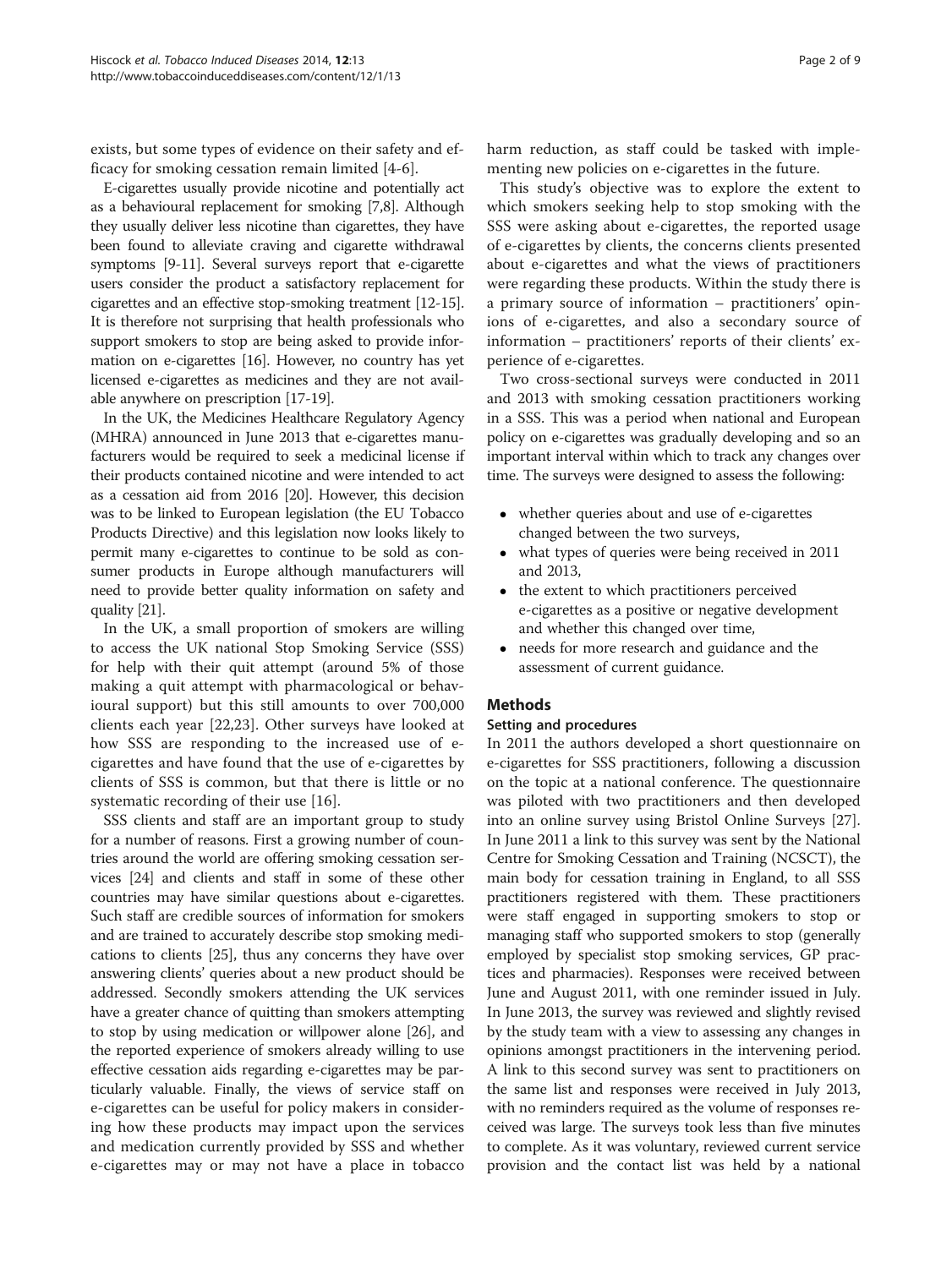exists, but some types of evidence on their safety and efficacy for smoking cessation remain limited [4-6].

E-cigarettes usually provide nicotine and potentially act as a behavioural replacement for smoking [7,8]. Although they usually deliver less nicotine than cigarettes, they have been found to alleviate craving and cigarette withdrawal symptoms [9-11]. Several surveys report that e-cigarette users consider the product a satisfactory replacement for cigarettes and an effective stop-smoking treatment [12-15]. It is therefore not surprising that health professionals who support smokers to stop are being asked to provide information on e-cigarettes [16]. However, no country has yet licensed e-cigarettes as medicines and they are not available anywhere on prescription [17-19].

In the UK, the Medicines Healthcare Regulatory Agency (MHRA) announced in June 2013 that e-cigarettes manufacturers would be required to seek a medicinal license if their products contained nicotine and were intended to act as a cessation aid from 2016 [20]. However, this decision was to be linked to European legislation (the EU Tobacco Products Directive) and this legislation now looks likely to permit many e-cigarettes to continue to be sold as consumer products in Europe although manufacturers will need to provide better quality information on safety and quality [21].

In the UK, a small proportion of smokers are willing to access the UK national Stop Smoking Service (SSS) for help with their quit attempt (around 5% of those making a quit attempt with pharmacological or behavioural support) but this still amounts to over 700,000 clients each year [22,23]. Other surveys have looked at how SSS are responding to the increased use of e-cigarettes and have found that the use of e-cigarettes by clients of SSS is common, but that there is little or no systematic recording of their use [16].

SSS clients and staff are an important group to study for a number of reasons. First a growing number of countries around the world are offering smoking cessation services [24] and clients and staff in some of these other countries may have similar questions about e-cigarettes. Such staff are credible sources of information for smokers and are trained to accurately describe stop smoking medications to clients [25], thus any concerns they have over answering clients' queries about a new product should be addressed. Secondly smokers attending the UK services have a greater chance of quitting than smokers attempting to stop by using medication or willpower alone [26], and the reported experience of smokers already willing to use effective cessation aids regarding e-cigarettes may be particularly valuable. Finally, the views of service staff on e-cigarettes can be useful for policy makers in considering how these products may impact upon the services and medication currently provided by SSS and whether e-cigarettes may or may not have a place in tobacco harm reduction, as staff could be tasked with implementing new policies on e-cigarettes in the future.

This study's objective was to explore the extent to which smokers seeking help to stop smoking with the SSS were asking about e-cigarettes, the reported usage of e-cigarettes by clients, the concerns clients presented about e-cigarettes and what the views of practitioners were regarding these products. Within the study there is a primary source of information – practitioners' opinions of e-cigarettes, and also a secondary source of information – practitioners' reports of their clients' experience of e-cigarettes.

Two cross-sectional surveys were conducted in 2011 and 2013 with smoking cessation practitioners working in a SSS. This was a period when national and European policy on e-cigarettes was gradually developing and so an important interval within which to track any changes over time. The surveys were designed to assess the following:

- whether queries about and use of e-cigarettes changed between the two surveys,
- what types of queries were being received in 2011 and 2013,
- the extent to which practitioners perceived e-cigarettes as a positive or negative development and whether this changed over time,
- needs for more research and guidance and the assessment of current guidance.

## Methods

### Setting and procedures

In 2011 the authors developed a short questionnaire on e-cigarettes for SSS practitioners, following a discussion on the topic at a national conference. The questionnaire was piloted with two practitioners and then developed into an online survey using Bristol Online Surveys [27]. In June 2011 a link to this survey was sent by the National Centre for Smoking Cessation and Training (NCSCT), the main body for cessation training in England, to all SSS practitioners registered with them. These practitioners were staff engaged in supporting smokers to stop or managing staff who supported smokers to stop (generally employed by specialist stop smoking services, GP practices and pharmacies). Responses were received between June and August 2011, with one reminder issued in July. In June 2013, the survey was reviewed and slightly revised by the study team with a view to assessing any changes in opinions amongst practitioners in the intervening period. A link to this second survey was sent to practitioners on the same list and responses were received in July 2013, with no reminders required as the volume of responses received was large. The surveys took less than five minutes to complete. As it was voluntary, reviewed current service provision and the contact list was held by a national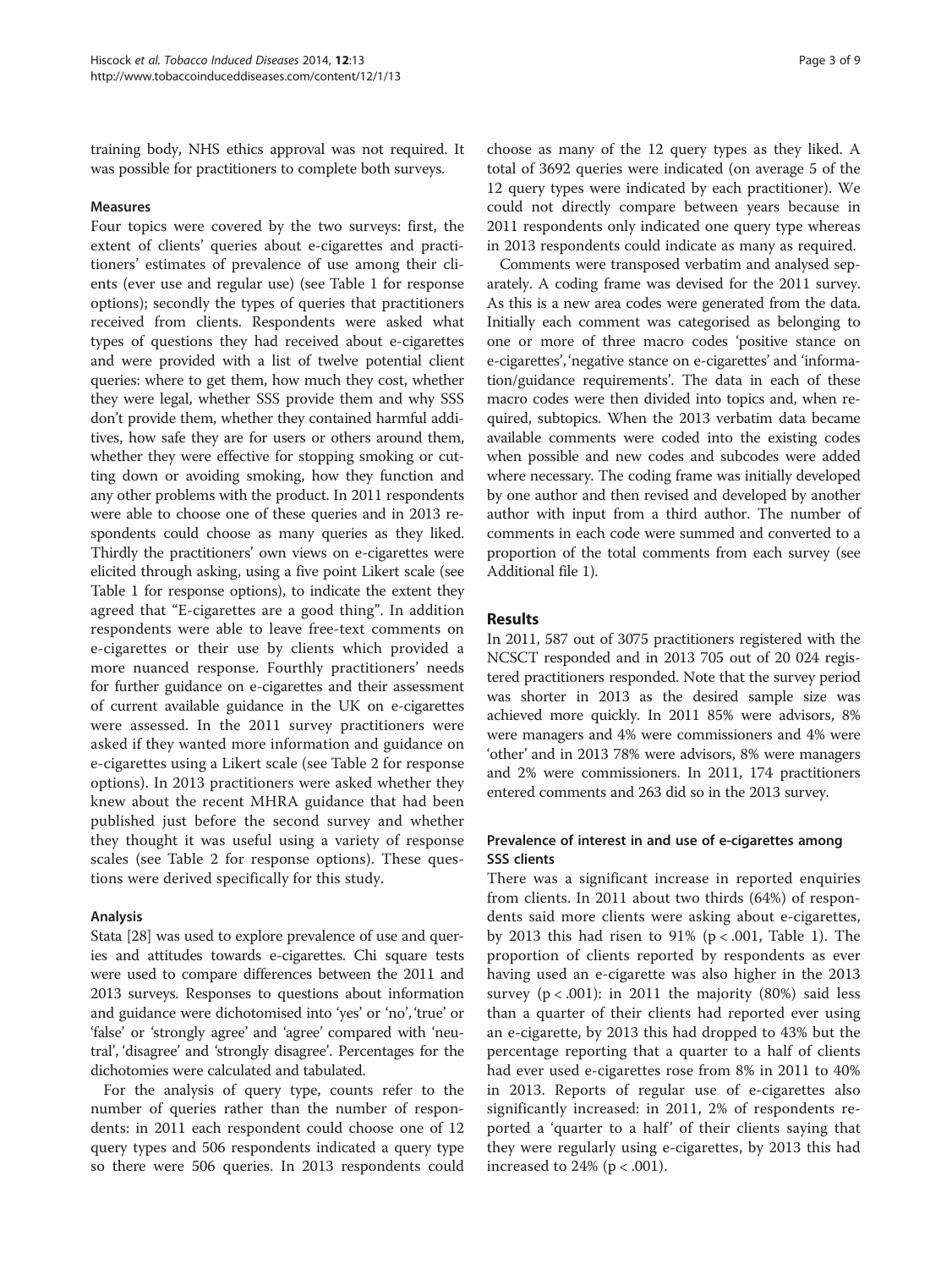training body, NHS ethics approval was not required. It was possible for practitioners to complete both surveys.

### Measures

Four topics were covered by the two surveys: first, the extent of clients' queries about e-cigarettes and practitioners' estimates of prevalence of use among their clients (ever use and regular use) (see Table 1 for response options); secondly the types of queries that practitioners received from clients. Respondents were asked what types of questions they had received about e-cigarettes and were provided with a list of twelve potential client queries: where to get them, how much they cost, whether they were legal, whether SSS provide them and why SSS don't provide them, whether they contained harmful additives, how safe they are for users or others around them, whether they were effective for stopping smoking or cutting down or avoiding smoking, how they function and any other problems with the product. In 2011 respondents were able to choose one of these queries and in 2013 respondents could choose as many queries as they liked. Thirdly the practitioners' own views on e-cigarettes were elicited through asking, using a five point Likert scale (see Table 1 for response options), to indicate the extent they agreed that "E-cigarettes are a good thing". In addition respondents were able to leave free-text comments on e-cigarettes or their use by clients which provided a more nuanced response. Fourthly practitioners' needs for further guidance on e-cigarettes and their assessment of current available guidance in the UK on e-cigarettes were assessed. In the 2011 survey practitioners were asked if they wanted more information and guidance on e-cigarettes using a Likert scale (see Table 2 for response options). In 2013 practitioners were asked whether they knew about the recent MHRA guidance that had been published just before the second survey and whether they thought it was useful using a variety of response scales (see Table 2 for response options). These questions were derived specifically for this study.

### Analysis

Stata [28] was used to explore prevalence of use and queries and attitudes towards e-cigarettes. Chi square tests were used to compare differences between the 2011 and 2013 surveys. Responses to questions about information and guidance were dichotomised into 'yes' or 'no', 'true' or 'false' or 'strongly agree' and 'agree' compared with 'neutral', 'disagree' and 'strongly disagree'. Percentages for the dichotomies were calculated and tabulated.

For the analysis of query type, counts refer to the number of queries rather than the number of respondents: in 2011 each respondent could choose one of 12 query types and 506 respondents indicated a query type so there were 506 queries. In 2013 respondents could choose as many of the 12 query types as they liked. A total of 3692 queries were indicated (on average 5 of the 12 query types were indicated by each practitioner). We could not directly compare between years because in 2011 respondents only indicated one query type whereas in 2013 respondents could indicate as many as required.

Comments were transposed verbatim and analysed separately. A coding frame was devised for the 2011 survey. As this is a new area codes were generated from the data. Initially each comment was categorised as belonging to one or more of three macro codes 'positive stance on e-cigarettes', 'negative stance on e-cigarettes' and 'information/guidance requirements'. The data in each of these macro codes were then divided into topics and, when required, subtopics. When the 2013 verbatim data became available comments were coded into the existing codes when possible and new codes and subcodes were added where necessary. The coding frame was initially developed by one author and then revised and developed by another author with input from a third author. The number of comments in each code were summed and converted to a proportion of the total comments from each survey (see Additional file 1).

## Results

In 2011, 587 out of 3075 practitioners registered with the NCSCT responded and in 2013 705 out of 20 024 registered practitioners responded. Note that the survey period was shorter in 2013 as the desired sample size was achieved more quickly. In 2011 85% were advisors, 8% were managers and 4% were commissioners and 4% were 'other' and in 2013 78% were advisors, 8% were managers and 2% were commissioners. In 2011, 174 practitioners entered comments and 263 did so in the 2013 survey.

### Prevalence of interest in and use of e-cigarettes among SSS clients

There was a significant increase in reported enquiries from clients. In 2011 about two thirds (64%) of respondents said more clients were asking about e-cigarettes, by 2013 this had risen to 91% ($p < .001$, Table 1). The proportion of clients reported by respondents as ever having used an e-cigarette was also higher in the 2013 survey ($p < .001$): in 2011 the majority (80%) said less than a quarter of their clients had reported ever using an e-cigarette, by 2013 this had dropped to 43% but the percentage reporting that a quarter to a half of clients had ever used e-cigarettes rose from 8% in 2011 to 40% in 2013. Reports of regular use of e-cigarettes also significantly increased: in 2011, 2% of respondents reported a 'quarter to a half' of their clients saying that they were regularly using e-cigarettes, by 2013 this had increased to 24% ($p < .001$).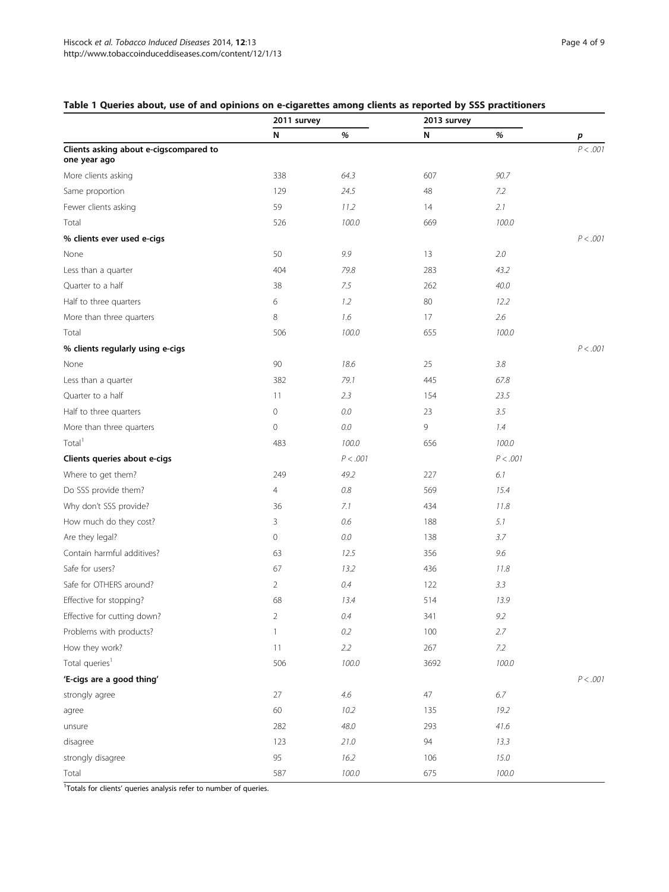## Table 1 Queries about, use of and opinions on e-cigarettes among clients as reported by SSS practitioners

| | 2011 survey | | 2013 survey | | |
|---|---|---|---|---|---|
| | N | % | N | % | p |
| **Clients asking about e-cigscompared to one year ago** | | | | | P < .001 |
| More clients asking | 338 | 64.3 | 607 | 90.7 | |
| Same proportion | 129 | 24.5 | 48 | 7.2 | |
| Fewer clients asking | 59 | 11.2 | 14 | 2.1 | |
| Total | 526 | 100.0 | 669 | 100.0 | |
| **% clients ever used e-cigs** | | | | | P < .001 |
| None | 50 | 9.9 | 13 | 2.0 | |
| Less than a quarter | 404 | 79.8 | 283 | 43.2 | |
| Quarter to a half | 38 | 7.5 | 262 | 40.0 | |
| Half to three quarters | 6 | 1.2 | 80 | 12.2 | |
| More than three quarters | 8 | 1.6 | 17 | 2.6 | |
| Total | 506 | 100.0 | 655 | 100.0 | |
| **% clients regularly using e-cigs** | | | | | P < .001 |
| None | 90 | 18.6 | 25 | 3.8 | |
| Less than a quarter | 382 | 79.1 | 445 | 67.8 | |
| Quarter to a half | 11 | 2.3 | 154 | 23.5 | |
| Half to three quarters | 0 | 0.0 | 23 | 3.5 | |
| More than three quarters | 0 | 0.0 | 9 | 1.4 | |
| Total[1] | 483 | 100.0 | 656 | 100.0 | |
| **Clients queries about e-cigs** | | P < .001 | | P < .001 | |
| Where to get them? | 249 | 49.2 | 227 | 6.1 | |
| Do SSS provide them? | 4 | 0.8 | 569 | 15.4 | |
| Why don't SSS provide? | 36 | 7.1 | 434 | 11.8 | |
| How much do they cost? | 3 | 0.6 | 188 | 5.1 | |
| Are they legal? | 0 | 0.0 | 138 | 3.7 | |
| Contain harmful additives? | 63 | 12.5 | 356 | 9.6 | |
| Safe for users? | 67 | 13.2 | 436 | 11.8 | |
| Safe for OTHERS around? | 2 | 0.4 | 122 | 3.3 | |
| Effective for stopping? | 68 | 13.4 | 514 | 13.9 | |
| Effective for cutting down? | 2 | 0.4 | 341 | 9.2 | |
| Problems with products? | 1 | 0.2 | 100 | 2.7 | |
| How they work? | 11 | 2.2 | 267 | 7.2 | |
| Total queries[1] | 506 | 100.0 | 3692 | 100.0 | |
| **'E-cigs are a good thing'** | | | | | P < .001 |
| strongly agree | 27 | 4.6 | 47 | 6.7 | |
| agree | 60 | 10.2 | 135 | 19.2 | |
| unsure | 282 | 48.0 | 293 | 41.6 | |
| disagree | 123 | 21.0 | 94 | 13.3 | |
| strongly disagree | 95 | 16.2 | 106 | 15.0 | |
| Total | 587 | 100.0 | 675 | 100.0 | |

[1]Totals for clients' queries analysis refer to number of queries.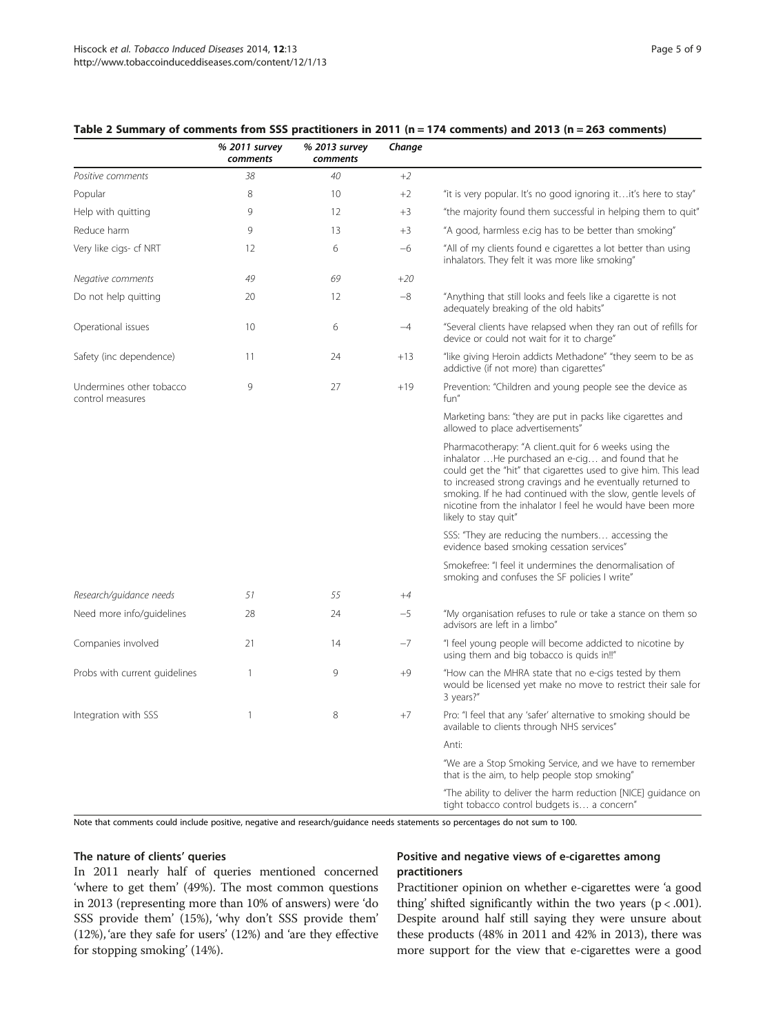**Table 2 Summary of comments from SSS practitioners in 2011 (n = 174 comments) and 2013 (n = 263 comments)**

| | *% 2011 survey comments* | *% 2013 survey comments* | *Change* | |
|---|---|---|---|---|
| *Positive comments* | 38 | 40 | +2 | |
| Popular | 8 | 10 | +2 | "it is very popular. It's no good ignoring it…it's here to stay" |
| Help with quitting | 9 | 12 | +3 | "the majority found them successful in helping them to quit" |
| Reduce harm | 9 | 13 | +3 | "A good, harmless e.cig has to be better than smoking" |
| Very like cigs- cf NRT | 12 | 6 | −6 | "All of my clients found e cigarettes a lot better than using inhalators. They felt it was more like smoking" |
| *Negative comments* | 49 | 69 | +20 | |
| Do not help quitting | 20 | 12 | −8 | "Anything that still looks and feels like a cigarette is not adequately breaking of the old habits" |
| Operational issues | 10 | 6 | −4 | "Several clients have relapsed when they ran out of refills for device or could not wait for it to charge" |
| Safety (inc dependence) | 11 | 24 | +13 | "like giving Heroin addicts Methadone" "they seem to be as addictive (if not more) than cigarettes" |
| Undermines other tobacco control measures | 9 | 27 | +19 | Prevention: "Children and young people see the device as fun" |
| | | | | Marketing bans: "they are put in packs like cigarettes and allowed to place advertisements" |
| | | | | Pharmacotherapy: "A client..quit for 6 weeks using the inhalator …He purchased an e-cig… and found that he could get the "hit" that cigarettes used to give him. This lead to increased strong cravings and he eventually returned to smoking. If he had continued with the slow, gentle levels of nicotine from the inhalator I feel he would have been more likely to stay quit" |
| | | | | SSS: "They are reducing the numbers… accessing the evidence based smoking cessation services" |
| | | | | Smokefree: "I feel it undermines the denormalisation of smoking and confuses the SF policies I write" |
| *Research/guidance needs* | 51 | 55 | +4 | |
| Need more info/guidelines | 28 | 24 | −5 | "My organisation refuses to rule or take a stance on them so advisors are left in a limbo" |
| Companies involved | 21 | 14 | −7 | "I feel young people will become addicted to nicotine by using them and big tobacco is quids in!!" |
| Probs with current guidelines | 1 | 9 | +9 | "How can the MHRA state that no e-cigs tested by them would be licensed yet make no move to restrict their sale for 3 years?" |
| Integration with SSS | 1 | 8 | +7 | Pro: "I feel that any 'safer' alternative to smoking should be available to clients through NHS services" |
| | | | | Anti: |
| | | | | "We are a Stop Smoking Service, and we have to remember that is the aim, to help people stop smoking" |
| | | | | "The ability to deliver the harm reduction [NICE] guidance on tight tobacco control budgets is… a concern" |

Note that comments could include positive, negative and research/guidance needs statements so percentages do not sum to 100.

### The nature of clients' queries

In 2011 nearly half of queries mentioned concerned 'where to get them' (49%). The most common questions in 2013 (representing more than 10% of answers) were 'do SSS provide them' (15%), 'why don't SSS provide them' (12%), 'are they safe for users' (12%) and 'are they effective for stopping smoking' (14%).

### Positive and negative views of e-cigarettes among practitioners

Practitioner opinion on whether e-cigarettes were 'a good thing' shifted significantly within the two years ($p < .001$). Despite around half still saying they were unsure about these products (48% in 2011 and 42% in 2013), there was more support for the view that e-cigarettes were a good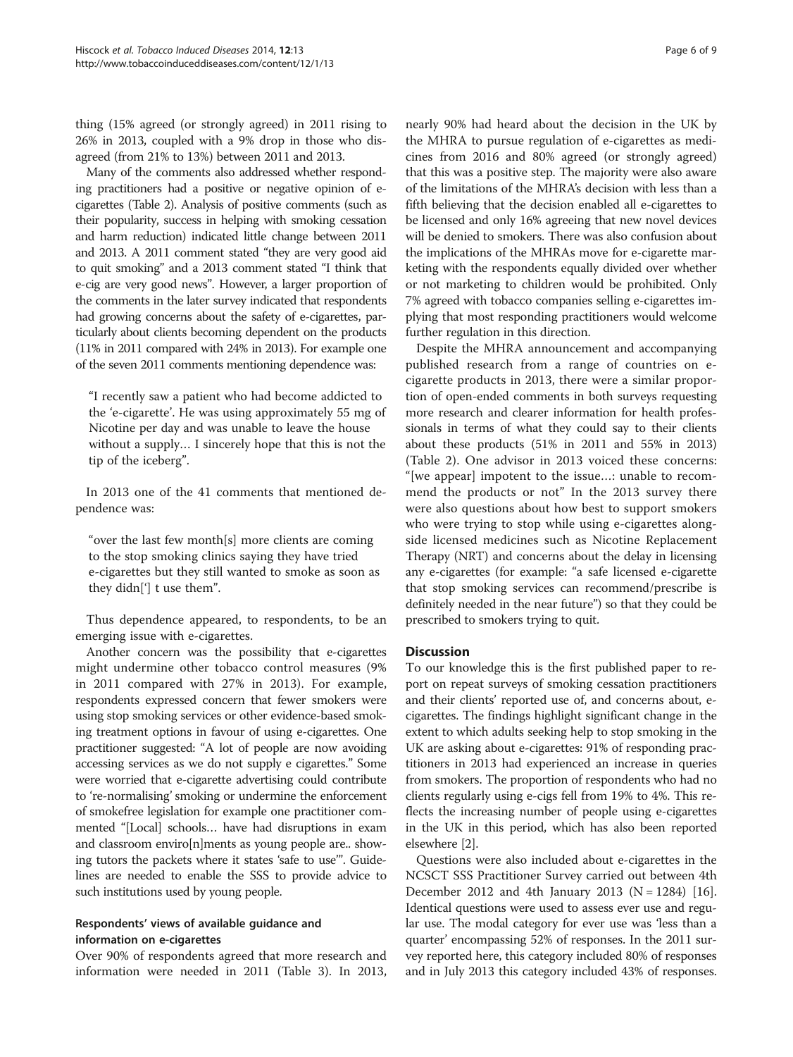thing (15% agreed (or strongly agreed) in 2011 rising to 26% in 2013, coupled with a 9% drop in those who disagreed (from 21% to 13%) between 2011 and 2013.

Many of the comments also addressed whether responding practitioners had a positive or negative opinion of e-cigarettes (Table 2). Analysis of positive comments (such as their popularity, success in helping with smoking cessation and harm reduction) indicated little change between 2011 and 2013. A 2011 comment stated "they are very good aid to quit smoking" and a 2013 comment stated "I think that e-cig are very good news". However, a larger proportion of the comments in the later survey indicated that respondents had growing concerns about the safety of e-cigarettes, particularly about clients becoming dependent on the products (11% in 2011 compared with 24% in 2013). For example one of the seven 2011 comments mentioning dependence was:

> "I recently saw a patient who had become addicted to the 'e-cigarette'. He was using approximately 55 mg of Nicotine per day and was unable to leave the house without a supply… I sincerely hope that this is not the tip of the iceberg".

In 2013 one of the 41 comments that mentioned dependence was:

> "over the last few month[s] more clients are coming to the stop smoking clinics saying they have tried e-cigarettes but they still wanted to smoke as soon as they didn['] t use them".

Thus dependence appeared, to respondents, to be an emerging issue with e-cigarettes.

Another concern was the possibility that e-cigarettes might undermine other tobacco control measures (9% in 2011 compared with 27% in 2013). For example, respondents expressed concern that fewer smokers were using stop smoking services or other evidence-based smoking treatment options in favour of using e-cigarettes. One practitioner suggested: "A lot of people are now avoiding accessing services as we do not supply e cigarettes." Some were worried that e-cigarette advertising could contribute to 're-normalising' smoking or undermine the enforcement of smokefree legislation for example one practitioner commented "[Local] schools… have had disruptions in exam and classroom enviro[n]ments as young people are.. showing tutors the packets where it states 'safe to use'". Guidelines are needed to enable the SSS to provide advice to such institutions used by young people.

### Respondents' views of available guidance and information on e-cigarettes

Over 90% of respondents agreed that more research and information were needed in 2011 (Table 3). In 2013, nearly 90% had heard about the decision in the UK by the MHRA to pursue regulation of e-cigarettes as medicines from 2016 and 80% agreed (or strongly agreed) that this was a positive step. The majority were also aware of the limitations of the MHRA's decision with less than a fifth believing that the decision enabled all e-cigarettes to be licensed and only 16% agreeing that new novel devices will be denied to smokers. There was also confusion about the implications of the MHRAs move for e-cigarette marketing with the respondents equally divided over whether or not marketing to children would be prohibited. Only 7% agreed with tobacco companies selling e-cigarettes implying that most responding practitioners would welcome further regulation in this direction.

Despite the MHRA announcement and accompanying published research from a range of countries on e-cigarette products in 2013, there were a similar proportion of open-ended comments in both surveys requesting more research and clearer information for health professionals in terms of what they could say to their clients about these products (51% in 2011 and 55% in 2013) (Table 2). One advisor in 2013 voiced these concerns: "[we appear] impotent to the issue…: unable to recommend the products or not" In the 2013 survey there were also questions about how best to support smokers who were trying to stop while using e-cigarettes alongside licensed medicines such as Nicotine Replacement Therapy (NRT) and concerns about the delay in licensing any e-cigarettes (for example: "a safe licensed e-cigarette that stop smoking services can recommend/prescribe is definitely needed in the near future") so that they could be prescribed to smokers trying to quit.

## Discussion

To our knowledge this is the first published paper to report on repeat surveys of smoking cessation practitioners and their clients' reported use of, and concerns about, e-cigarettes. The findings highlight significant change in the extent to which adults seeking help to stop smoking in the UK are asking about e-cigarettes: 91% of responding practitioners in 2013 had experienced an increase in queries from smokers. The proportion of respondents who had no clients regularly using e-cigs fell from 19% to 4%. This reflects the increasing number of people using e-cigarettes in the UK in this period, which has also been reported elsewhere [2].

Questions were also included about e-cigarettes in the NCSCT SSS Practitioner Survey carried out between 4th December 2012 and 4th January 2013 (N = 1284) [16]. Identical questions were used to assess ever use and regular use. The modal category for ever use was 'less than a quarter' encompassing 52% of responses. In the 2011 survey reported here, this category included 80% of responses and in July 2013 this category included 43% of responses.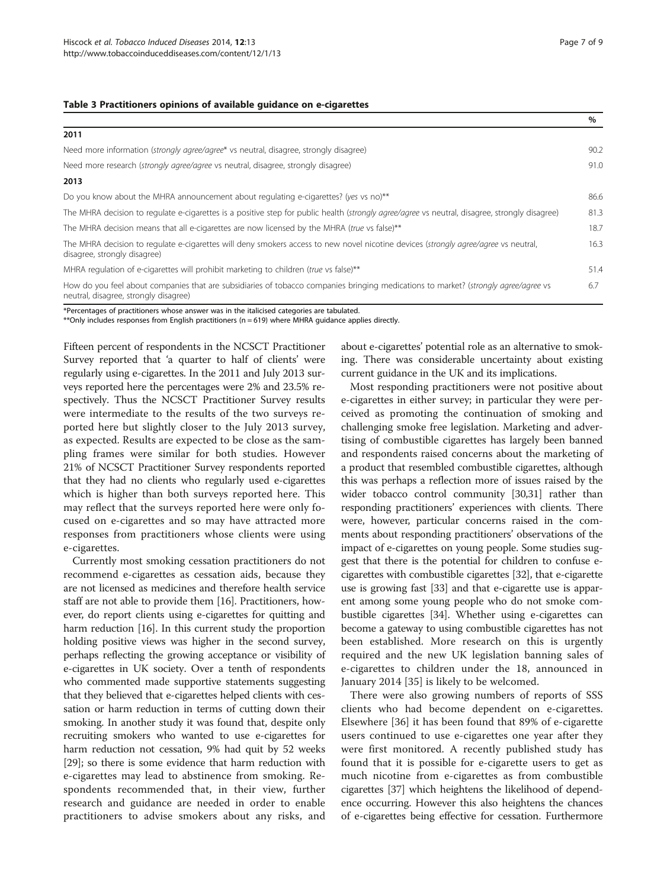**Table 3 Practitioners opinions of available guidance on e-cigarettes**

| | % |
|---|---|
| **2011** | |
| Need more information (*strongly agree/agree** vs neutral, disagree, strongly disagree) | 90.2 |
| Need more research (*strongly agree/agree* vs neutral, disagree, strongly disagree) | 91.0 |
| **2013** | |
| Do you know about the MHRA announcement about regulating e-cigarettes? (*yes* vs no)** | 86.6 |
| The MHRA decision to regulate e-cigarettes is a positive step for public health (*strongly agree/agree* vs neutral, disagree, strongly disagree) | 81.3 |
| The MHRA decision means that all e-cigarettes are now licensed by the MHRA (*true* vs false)** | 18.7 |
| The MHRA decision to regulate e-cigarettes will deny smokers access to new novel nicotine devices (*strongly agree/agree* vs neutral, disagree, strongly disagree) | 16.3 |
| MHRA regulation of e-cigarettes will prohibit marketing to children (*true* vs false)** | 51.4 |
| How do you feel about companies that are subsidiaries of tobacco companies bringing medications to market? (*strongly agree/agree* vs neutral, disagree, strongly disagree) | 6.7 |

*Percentages of practitioners whose answer was in the italicised categories are tabulated.
**Only includes responses from English practitioners (n = 619) where MHRA guidance applies directly.

Fifteen percent of respondents in the NCSCT Practitioner Survey reported that 'a quarter to half of clients' were regularly using e-cigarettes. In the 2011 and July 2013 surveys reported here the percentages were 2% and 23.5% respectively. Thus the NCSCT Practitioner Survey results were intermediate to the results of the two surveys reported here but slightly closer to the July 2013 survey, as expected. Results are expected to be close as the sampling frames were similar for both studies. However 21% of NCSCT Practitioner Survey respondents reported that they had no clients who regularly used e-cigarettes which is higher than both surveys reported here. This may reflect that the surveys reported here were only focused on e-cigarettes and so may have attracted more responses from practitioners whose clients were using e-cigarettes.

Currently most smoking cessation practitioners do not recommend e-cigarettes as cessation aids, because they are not licensed as medicines and therefore health service staff are not able to provide them [16]. Practitioners, however, do report clients using e-cigarettes for quitting and harm reduction [16]. In this current study the proportion holding positive views was higher in the second survey, perhaps reflecting the growing acceptance or visibility of e-cigarettes in UK society. Over a tenth of respondents who commented made supportive statements suggesting that they believed that e-cigarettes helped clients with cessation or harm reduction in terms of cutting down their smoking. In another study it was found that, despite only recruiting smokers who wanted to use e-cigarettes for harm reduction not cessation, 9% had quit by 52 weeks [29]; so there is some evidence that harm reduction with e-cigarettes may lead to abstinence from smoking. Respondents recommended that, in their view, further research and guidance are needed in order to enable practitioners to advise smokers about any risks, and about e-cigarettes' potential role as an alternative to smoking. There was considerable uncertainty about existing current guidance in the UK and its implications.

Most responding practitioners were not positive about e-cigarettes in either survey; in particular they were perceived as promoting the continuation of smoking and challenging smoke free legislation. Marketing and advertising of combustible cigarettes has largely been banned and respondents raised concerns about the marketing of a product that resembled combustible cigarettes, although this was perhaps a reflection more of issues raised by the wider tobacco control community [30,31] rather than responding practitioners' experiences with clients. There were, however, particular concerns raised in the comments about responding practitioners' observations of the impact of e-cigarettes on young people. Some studies suggest that there is the potential for children to confuse e-cigarettes with combustible cigarettes [32], that e-cigarette use is growing fast [33] and that e-cigarette use is apparent among some young people who do not smoke combustible cigarettes [34]. Whether using e-cigarettes can become a gateway to using combustible cigarettes has not been established. More research on this is urgently required and the new UK legislation banning sales of e-cigarettes to children under the 18, announced in January 2014 [35] is likely to be welcomed.

There were also growing numbers of reports of SSS clients who had become dependent on e-cigarettes. Elsewhere [36] it has been found that 89% of e-cigarette users continued to use e-cigarettes one year after they were first monitored. A recently published study has found that it is possible for e-cigarette users to get as much nicotine from e-cigarettes as from combustible cigarettes [37] which heightens the likelihood of dependence occurring. However this also heightens the chances of e-cigarettes being effective for cessation. Furthermore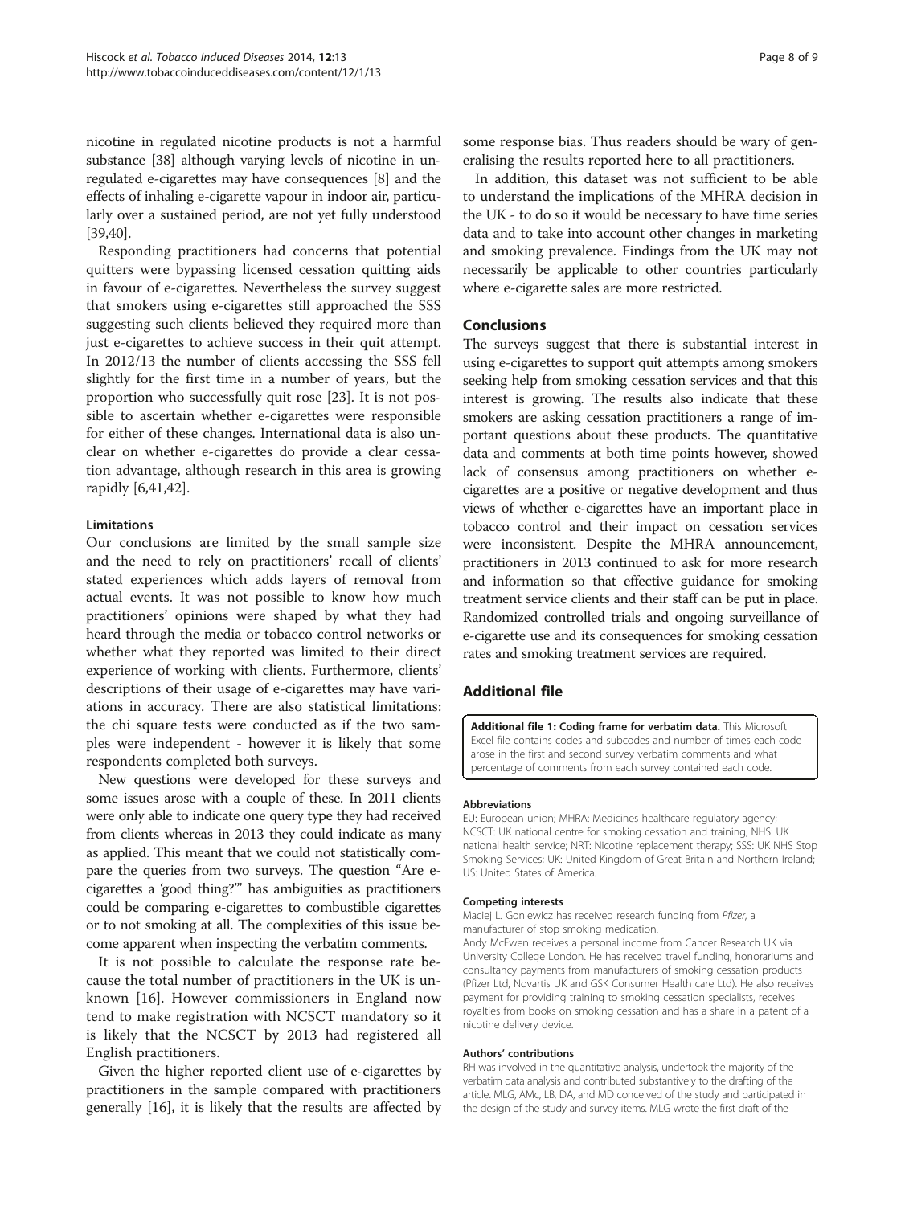nicotine in regulated nicotine products is not a harmful substance [38] although varying levels of nicotine in unregulated e-cigarettes may have consequences [8] and the effects of inhaling e-cigarette vapour in indoor air, particularly over a sustained period, are not yet fully understood [39,40].

Responding practitioners had concerns that potential quitters were bypassing licensed cessation quitting aids in favour of e-cigarettes. Nevertheless the survey suggest that smokers using e-cigarettes still approached the SSS suggesting such clients believed they required more than just e-cigarettes to achieve success in their quit attempt. In 2012/13 the number of clients accessing the SSS fell slightly for the first time in a number of years, but the proportion who successfully quit rose [23]. It is not possible to ascertain whether e-cigarettes were responsible for either of these changes. International data is also unclear on whether e-cigarettes do provide a clear cessation advantage, although research in this area is growing rapidly [6,41,42].

### Limitations

Our conclusions are limited by the small sample size and the need to rely on practitioners' recall of clients' stated experiences which adds layers of removal from actual events. It was not possible to know how much practitioners' opinions were shaped by what they had heard through the media or tobacco control networks or whether what they reported was limited to their direct experience of working with clients. Furthermore, clients' descriptions of their usage of e-cigarettes may have variations in accuracy. There are also statistical limitations: the chi square tests were conducted as if the two samples were independent - however it is likely that some respondents completed both surveys.

New questions were developed for these surveys and some issues arose with a couple of these. In 2011 clients were only able to indicate one query type they had received from clients whereas in 2013 they could indicate as many as applied. This meant that we could not statistically compare the queries from two surveys. The question "Are e-cigarettes a 'good thing?'" has ambiguities as practitioners could be comparing e-cigarettes to combustible cigarettes or to not smoking at all. The complexities of this issue become apparent when inspecting the verbatim comments.

It is not possible to calculate the response rate because the total number of practitioners in the UK is unknown [16]. However commissioners in England now tend to make registration with NCSCT mandatory so it is likely that the NCSCT by 2013 had registered all English practitioners.

Given the higher reported client use of e-cigarettes by practitioners in the sample compared with practitioners generally [16], it is likely that the results are affected by some response bias. Thus readers should be wary of generalising the results reported here to all practitioners.

In addition, this dataset was not sufficient to be able to understand the implications of the MHRA decision in the UK - to do so it would be necessary to have time series data and to take into account other changes in marketing and smoking prevalence. Findings from the UK may not necessarily be applicable to other countries particularly where e-cigarette sales are more restricted.

## Conclusions

The surveys suggest that there is substantial interest in using e-cigarettes to support quit attempts among smokers seeking help from smoking cessation services and that this interest is growing. The results also indicate that these smokers are asking cessation practitioners a range of important questions about these products. The quantitative data and comments at both time points however, showed lack of consensus among practitioners on whether e-cigarettes are a positive or negative development and thus views of whether e-cigarettes have an important place in tobacco control and their impact on cessation services were inconsistent. Despite the MHRA announcement, practitioners in 2013 continued to ask for more research and information so that effective guidance for smoking treatment service clients and their staff can be put in place. Randomized controlled trials and ongoing surveillance of e-cigarette use and its consequences for smoking cessation rates and smoking treatment services are required.

## Additional file

**Additional file 1: Coding frame for verbatim data.** This Microsoft Excel file contains codes and subcodes and number of times each code arose in the first and second survey verbatim comments and what percentage of comments from each survey contained each code.

#### Abbreviations

EU: European union; MHRA: Medicines healthcare regulatory agency; NCSCT: UK national centre for smoking cessation and training; NHS: UK national health service; NRT: Nicotine replacement therapy; SSS: UK NHS Stop Smoking Services; UK: United Kingdom of Great Britain and Northern Ireland; US: United States of America.

#### Competing interests

Maciej L. Goniewicz has received research funding from *Pfizer*, a manufacturer of stop smoking medication.

Andy McEwen receives a personal income from Cancer Research UK via University College London. He has received travel funding, honorariums and consultancy payments from manufacturers of smoking cessation products (Pfizer Ltd, Novartis UK and GSK Consumer Health care Ltd). He also receives payment for providing training to smoking cessation specialists, receives royalties from books on smoking cessation and has a share in a patent of a nicotine delivery device.

#### Authors' contributions

RH was involved in the quantitative analysis, undertook the majority of the verbatim data analysis and contributed substantively to the drafting of the article. MLG, AMc, LB, DA, and MD conceived of the study and participated in the design of the study and survey items. MLG wrote the first draft of the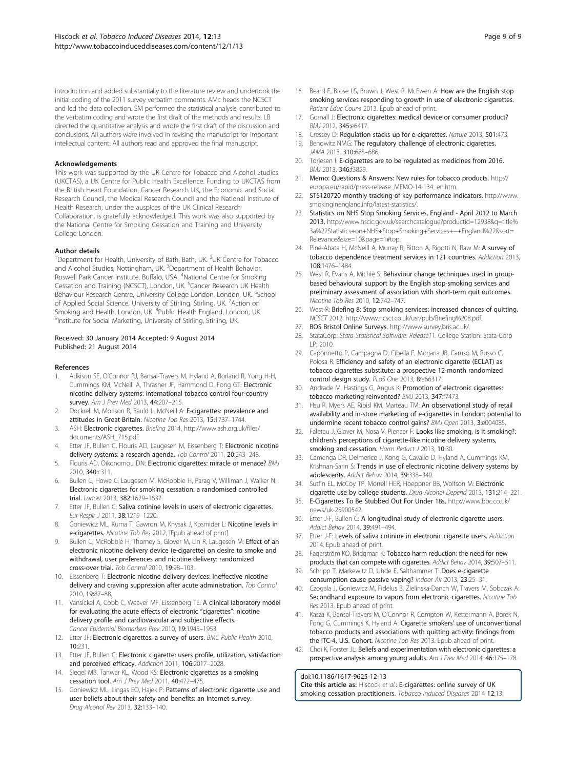introduction and added substantially to the literature review and undertook the initial coding of the 2011 survey verbatim comments. AMc heads the NCSCT and led the data collection. SM performed the statistical analysis, contributed to the verbatim coding and wrote the first draft of the methods and results. LB directed the quantitative analysis and wrote the first draft of the discussion and conclusions. All authors were involved in revising the manuscript for important intellectual content. All authors read and approved the final manuscript.

### Acknowledgements

This work was supported by the UK Centre for Tobacco and Alcohol Studies (UKCTAS), a UK Centre for Public Health Excellence. Funding to UKCTAS from the British Heart Foundation, Cancer Research UK, the Economic and Social Research Council, the Medical Research Council and the National Institute of Health Research, under the auspices of the UK Clinical Research Collaboration, is gratefully acknowledged. This work was also supported by the National Centre for Smoking Cessation and Training and University College London.

### Author details

[1]Department for Health, University of Bath, Bath, UK. [2]UK Centre for Tobacco and Alcohol Studies, Nottingham, UK. [3]Department of Health Behavior, Roswell Park Cancer Institute, Buffalo, USA. [4]National Centre for Smoking Cessation and Training (NCSCT), London, UK. [5]Cancer Research UK Health Behaviour Research Centre, University College London, London, UK. [6]School of Applied Social Science, University of Stirling, Stirling, UK. [7]Action on Smoking and Health, London, UK. [8]Public Health England, London, UK. [9]Institute for Social Marketing, University of Stirling, Stirling, UK.

Received: 30 January 2014 Accepted: 9 August 2014
Published: 21 August 2014

### References

1. Adkison SE, O'Connor RJ, Bansal-Travers M, Hyland A, Borland R, Yong H-H, Cummings KM, McNeill A, Thrasher JF, Hammond D, Fong GT: **Electronic nicotine delivery systems: international tobacco control four-country survey.** *Am J Prev Med* 2013, **44:**207–215.
2. Dockrell M, Morison R, Bauld L, McNeill A: **E-cigarettes: prevalence and attitudes in Great Britain.** *Nicotine Tob Res* 2013, **15:**1737–1744.
3. ASH: **Electronic cigarettes.** *Briefing* 2014, http://www.ash.org.uk/files/documents/ASH_715.pdf.
4. Etter JF, Bullen C, Flouris AD, Laugesen M, Eissenberg T: **Electronic nicotine delivery systems: a research agenda.** *Tob Control* 2011, **20:**243–248.
5. Flouris AD, Oikonomou DN: **Electronic cigarettes: miracle or menace?** *BMJ* 2010, **340:**c311.
6. Bullen C, Howe C, Laugesen M, McRobbie H, Parag V, Williman J, Walker N: **Electronic cigarettes for smoking cessation: a randomised controlled trial.** *Lancet* 2013, **382:**1629–1637.
7. Etter JF, Bullen C: **Saliva cotinine levels in users of electronic cigarettes.** *Eur Respir J* 2011, **38:**1219–1220.
8. Goniewicz ML, Kuma T, Gawron M, Knysak J, Kosmider L: **Nicotine levels in e-cigarettes.** *Nicotine Tob Res* 2012, [Epub ahead of print].
9. Bullen C, McRobbie H, Thorney S, Glover M, Lin R, Laugesen M: **Effect of an electronic nicotine delivery device (e-cigarette) on desire to smoke and withdrawal, user preferences and nicotine delivery: randomized cross-over trial.** *Tob Control* 2010, **19:**98–103.
10. Eissenberg T: **Electronic nicotine delivery devices: ineffective nicotine delivery and craving suppression after acute administration.** *Tob Control* 2010, **19:**87–88.
11. Vansickel A, Cobb C, Weaver MF, Eissenberg TE: **A clinical laboratory model for evaluating the acute effects of electronic "cigarettes": nicotine delivery profile and cardiovascular and subjective effects.** *Cancer Epidemiol Biomarkers Prev* 2010, **19:**1945–1953.
12. Etter JF: **Electronic cigarettes: a survey of users.** *BMC Public Health* 2010, **10:**231.
13. Etter JF, Bullen C: **Electronic cigarette: users profile, utilization, satisfaction and perceived efficacy.** *Addiction* 2011, **106:**2017–2028.
14. Siegel MB, Tanwar KL, Wood KS: **Electronic cigarettes as a smoking cessation tool.** *Am J Prev Med* 2011, **40:**472–475.
15. Goniewicz ML, Lingas EO, Hajek P: **Patterns of electronic cigarette use and user beliefs about their safety and benefits: an Internet survey.** *Drug Alcohol Rev* 2013, **32:**133–140.
16. Beard E, Brose LS, Brown J, West R, McEwen A: **How are the English stop smoking services responding to growth in use of electronic cigarettes.** *Patient Educ Couns* 2013. Epub ahead of print.
17. Gornall J: **Electronic cigarettes: medical device or consumer product?** *BMJ* 2012, **345:**e6417.
18. Cressey D: **Regulation stacks up for e-cigarettes.** *Nature* 2013, **501:**473.
19. Benowitz NMG: **The regulatory challenge of electronic cigarettes.** *JAMA* 2013, **310:**685–686.
20. Torjesen I: **E-cigarettes are to be regulated as medicines from 2016.** *BMJ* 2013, **346:**f3859.
21. **Memo: Questions & Answers: New rules for tobacco products.** http://europa.eu/rapid/press-release_MEMO-14-134_en.htm.
22. **STS120720 monthly tracking of key performance indicators.** http://www.smokinginengland.info/latest-statistics/.
23. **Statistics on NHS Stop Smoking Services, England - April 2012 to March 2013.** http://www.hscic.gov.uk/searchcatalogue?productid=12938&q=title%3a%22Statistics+on+NHS+Stop+Smoking+Services+–+England%22&sort=Relevance&size=10&page=1#top.
24. Piné-Abata H, McNeill A, Murray R, Bitton A, Rigotti N, Raw M: **A survey of tobacco dependence treatment services in 121 countries.** *Addiction* 2013, **108:**1476–1484.
25. West R, Evans A, Michie S: **Behaviour change techniques used in group-based behavioural support by the English stop-smoking services and preliminary assessment of association with short-term quit outcomes.** *Nicotine Tob Res* 2010, **12:**742–747.
26. West R: **Briefing 8: Stop smoking services: increased chances of quitting.** *NCSCT* 2012. http://www.ncsct.co.uk/usr/pub/Briefing%208.pdf.
27. **BOS Bristol Online Surveys.** http://www.survey.bris.ac.uk/.
28. StataCorp: *Stata Statistical Software: Release11.* College Station: Stata-Corp LP; 2010.
29. Caponnetto P, Campagna D, Cibella F, Morjaria JB, Caruso M, Russo C, Polosa R: **Efficiency and safety of an electronic cigarette (ECLAT) as tobacco cigarettes substitute: a prospective 12-month randomized control design study.** *PLoS One* 2013, **8:**e66317.
30. Andrade M, Hastings G, Angus K: **Promotion of electronic cigarettes: tobacco marketing reinvented?** *BMJ* 2013, **347:**f7473.
31. Hsu R, Myers AE, Ribisl KM, Marteau TM: **An observational study of retail availability and in-store marketing of e-cigarettes in London: potential to undermine recent tobacco control gains?** *BMJ Open* 2013, **3:**e004085.
32. Faletau J, Glover M, Nosa V, Pienaar F: **Looks like smoking, is it smoking?: children's perceptions of cigarette-like nicotine delivery systems, smoking and cessation.** *Harm Reduct J* 2013, **10:**30.
33. Camenga DR, Delmerico J, Kong G, Cavallo D, Hyland A, Cummings KM, Krishnan-Sarin S: **Trends in use of electronic nicotine delivery systems by adolescents.** *Addict Behav* 2014, **39:**338–340.
34. Sutfin EL, McCoy TP, Morrell HER, Hoeppner BB, Wolfson M: **Electronic cigarette use by college students.** *Drug Alcohol Depend* 2013, **131:**214–221.
35. **E-Cigarettes To Be Stubbed Out For Under 18s.** http://www.bbc.co.uk/news/uk-25900542.
36. Etter J-F, Bullen C: **A longitudinal study of electronic cigarette users.** *Addict Behav* 2014, **39:**491–494.
37. Etter J-F: **Levels of saliva cotinine in electronic cigarette users.** *Addiction* 2014. Epub ahead of print.
38. Fagerström KO, Bridgman K: **Tobacco harm reduction: the need for new products that can compete with cigarettes.** *Addict Behav* 2014, **39:**507–511.
39. Schripp T, Markewitz D, Uhde E, Salthammer T: **Does e-cigarette consumption cause passive vaping?** *Indoor Air* 2013, **23:**25–31.
40. Czogala J, Goniewicz M, Fidelus B, Zielinska-Danch W, Travers M, Sobczak A: **Secondhand exposure to vapors from electronic cigarettes.** *Nicotine Tob Res* 2013. Epub ahead of print.
41. Kasza K, Bansal-Travers M, O'Connor R, Compton W, Kettermann A, Borek N, Fong G, Cummings K, Hyland A: **Cigarette smokers' use of unconventional tobacco products and associations with quitting activity: findings from the ITC-4, U.S. Cohort.** *Nicotine Tob Res* 2013. Epub ahead of print.
42. Choi K, Forster JL: **Beliefs and experimentation with electronic cigarettes: a prospective analysis among young adults.** *Am J Prev Med* 2014, **46:**175–178.

doi:10.1186/1617-9625-12-13

**Cite this article as:** Hiscock *et al.*: E-cigarettes: online survey of UK smoking cessation practitioners. *Tobacco Induced Diseases* 2014 **12**:13.